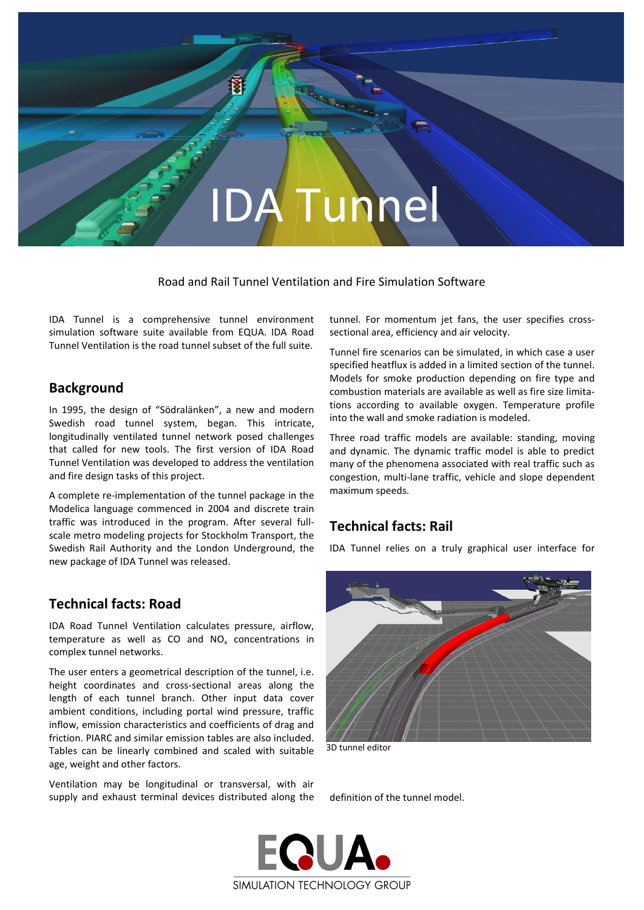# IDA Tunnel

Road and Rail Tunnel Ventilation and Fire Simulation Software

IDA Tunnel is a comprehensive tunnel environment simulation software suite available from EQUA. IDA Road Tunnel Ventilation is the road tunnel subset of the full suite.

## Background

In 1995, the design of "Södralänken", a new and modern Swedish road tunnel system, began. This intricate, longitudinally ventilated tunnel network posed challenges that called for new tools. The first version of IDA Road Tunnel Ventilation was developed to address the ventilation and fire design tasks of this project.

A complete re-implementation of the tunnel package in the Modelica language commenced in 2004 and discrete train traffic was introduced in the program. After several full-scale metro modeling projects for Stockholm Transport, the Swedish Rail Authority and the London Underground, the new package of IDA Tunnel was released.

## Technical facts: Road

IDA Road Tunnel Ventilation calculates pressure, airflow, temperature as well as CO and $NO_x$ concentrations in complex tunnel networks.

The user enters a geometrical description of the tunnel, i.e. height coordinates and cross-sectional areas along the length of each tunnel branch. Other input data cover ambient conditions, including portal wind pressure, traffic inflow, emission characteristics and coefficients of drag and friction. PIARC and similar emission tables are also included. Tables can be linearly combined and scaled with suitable age, weight and other factors.

Ventilation may be longitudinal or transversal, with air supply and exhaust terminal devices distributed along the tunnel. For momentum jet fans, the user specifies cross-sectional area, efficiency and air velocity.

Tunnel fire scenarios can be simulated, in which case a user specified heatflux is added in a limited section of the tunnel. Models for smoke production depending on fire type and combustion materials are available as well as fire size limitations according to available oxygen. Temperature profile into the wall and smoke radiation is modeled.

Three road traffic models are available: standing, moving and dynamic. The dynamic traffic model is able to predict many of the phenomena associated with real traffic such as congestion, multi-lane traffic, vehicle and slope dependent maximum speeds.

## Technical facts: Rail

IDA Tunnel relies on a truly graphical user interface for definition of the tunnel model.

3D tunnel editor

EQUA
SIMULATION TECHNOLOGY GROUP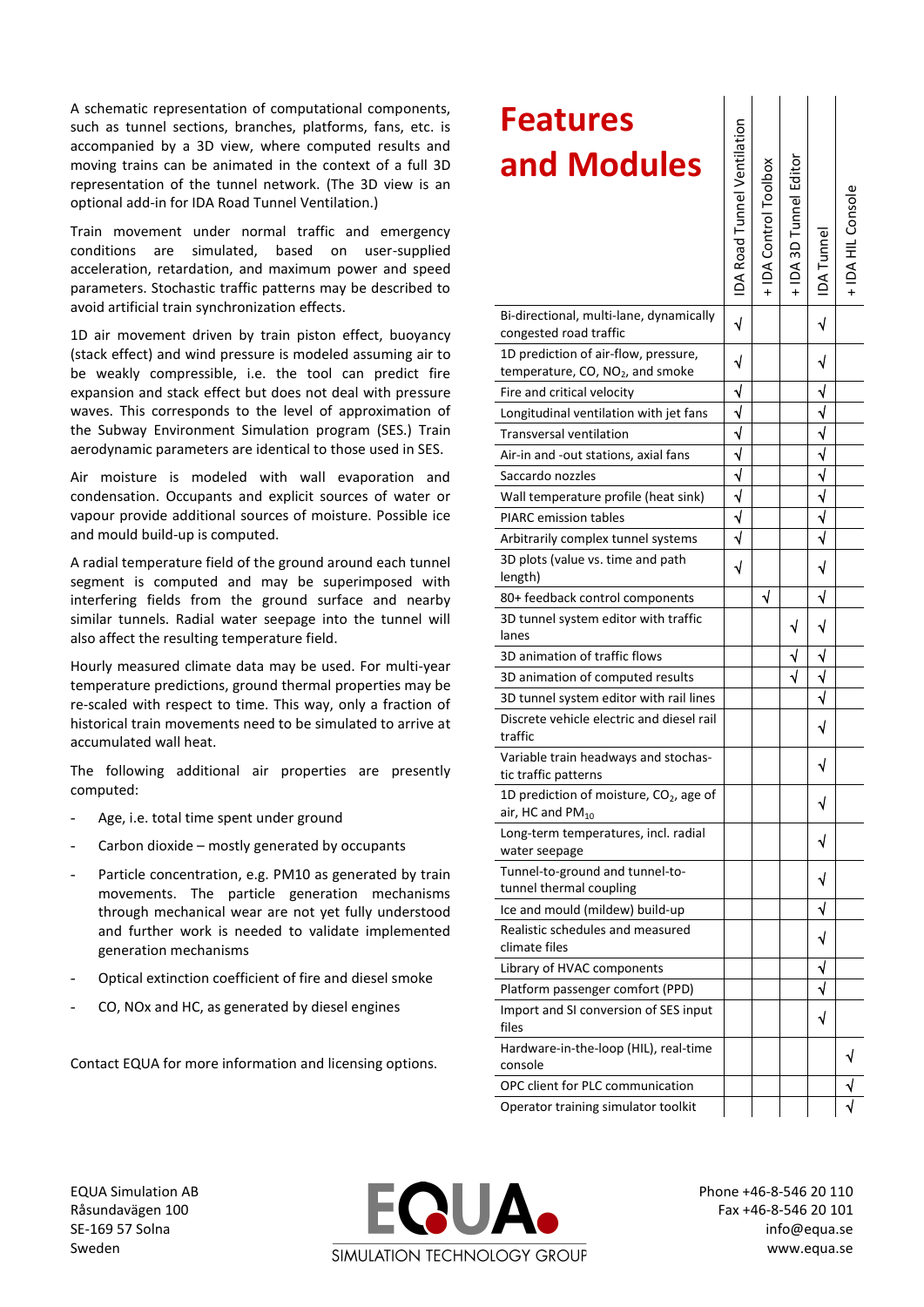A schematic representation of computational components, such as tunnel sections, branches, platforms, fans, etc. is accompanied by a 3D view, where computed results and moving trains can be animated in the context of a full 3D representation of the tunnel network. (The 3D view is an optional add-in for IDA Road Tunnel Ventilation.)

Train movement under normal traffic and emergency conditions are simulated, based on user-supplied acceleration, retardation, and maximum power and speed parameters. Stochastic traffic patterns may be described to avoid artificial train synchronization effects.

1D air movement driven by train piston effect, buoyancy (stack effect) and wind pressure is modeled assuming air to be weakly compressible, i.e. the tool can predict fire expansion and stack effect but does not deal with pressure waves. This corresponds to the level of approximation of the Subway Environment Simulation program (SES.) Train aerodynamic parameters are identical to those used in SES.

Air moisture is modeled with wall evaporation and condensation. Occupants and explicit sources of water or vapour provide additional sources of moisture. Possible ice and mould build-up is computed.

A radial temperature field of the ground around each tunnel segment is computed and may be superimposed with interfering fields from the ground surface and nearby similar tunnels. Radial water seepage into the tunnel will also affect the resulting temperature field.

Hourly measured climate data may be used. For multi-year temperature predictions, ground thermal properties may be re-scaled with respect to time. This way, only a fraction of historical train movements need to be simulated to arrive at accumulated wall heat.

The following additional air properties are presently computed:

- Age, i.e. total time spent under ground
- Carbon dioxide – mostly generated by occupants
- Particle concentration, e.g. PM10 as generated by train movements. The particle generation mechanisms through mechanical wear are not yet fully understood and further work is needed to validate implemented generation mechanisms
- Optical extinction coefficient of fire and diesel smoke
- CO, NOx and HC, as generated by diesel engines

Contact EQUA for more information and licensing options.

# Features and Modules

| | IDA Road Tunnel Ventilation | + IDA Control Toolbox | + IDA 3D Tunnel Editor | IDA Tunnel | + IDA HIL Console |
|---|---|---|---|---|---|
| Bi-directional, multi-lane, dynamically congested road traffic | √ | | | √ | |
| 1D prediction of air-flow, pressure, temperature, CO, $NO_2$, and smoke | √ | | | √ | |
| Fire and critical velocity | √ | | | √ | |
| Longitudinal ventilation with jet fans | √ | | | √ | |
| Transversal ventilation | √ | | | √ | |
| Air-in and -out stations, axial fans | √ | | | √ | |
| Saccardo nozzles | √ | | | √ | |
| Wall temperature profile (heat sink) | √ | | | √ | |
| PIARC emission tables | √ | | | √ | |
| Arbitrarily complex tunnel systems | √ | | | √ | |
| 3D plots (value vs. time and path length) | √ | | | √ | |
| 80+ feedback control components | | √ | | √ | |
| 3D tunnel system editor with traffic lanes | | | √ | √ | |
| 3D animation of traffic flows | | | √ | √ | |
| 3D animation of computed results | | | √ | √ | |
| 3D tunnel system editor with rail lines | | | | √ | |
| Discrete vehicle electric and diesel rail traffic | | | | √ | |
| Variable train headways and stochastic traffic patterns | | | | √ | |
| 1D prediction of moisture, $CO_2$, age of air, HC and $PM_{10}$ | | | | √ | |
| Long-term temperatures, incl. radial water seepage | | | | √ | |
| Tunnel-to-ground and tunnel-to-tunnel thermal coupling | | | | √ | |
| Ice and mould (mildew) build-up | | | | √ | |
| Realistic schedules and measured climate files | | | | √ | |
| Library of HVAC components | | | | √ | |
| Platform passenger comfort (PPD) | | | | √ | |
| Import and SI conversion of SES input files | | | | √ | |
| Hardware-in-the-loop (HIL), real-time console | | | | | √ |
| OPC client for PLC communication | | | | | √ |
| Operator training simulator toolkit | | | | | √ |

EQUA Simulation AB
Råsundavägen 100
SE-169 57 Solna
Sweden

EQUA
SIMULATION TECHNOLOGY GROUP

Phone +46-8-546 20 110
Fax +46-8-546 20 101
info@equa.se
www.equa.se